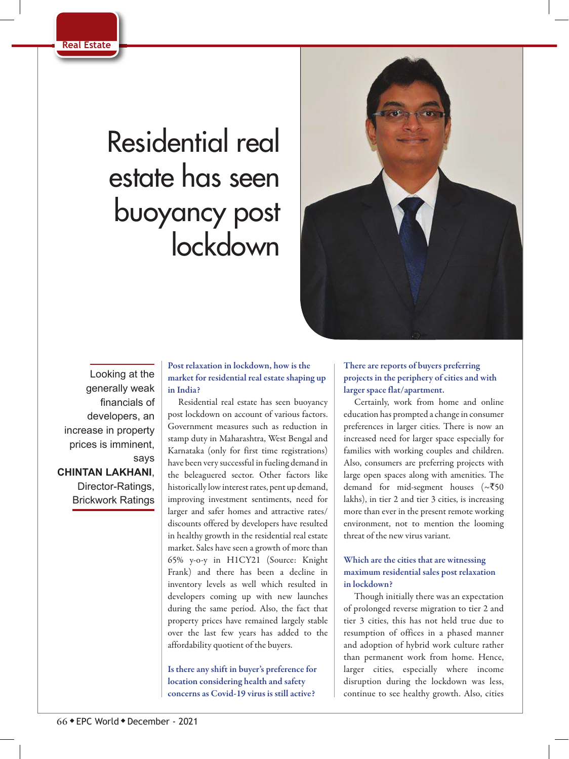# Residential real estate has seen buoyancy post lockdown

Looking at the generally weak financials of developers, an increase in property prices is imminent, says **CHINTAN LAKHANI**, Director-Ratings, Brickwork Ratings

**Post relaxation in lockdown, how is the market for residential real estate shaping up in India?**

Residential real estate has seen buoyancy post lockdown on account of various factors. Government measures such as reduction in stamp duty in Maharashtra, West Bengal and Karnataka (only for first time registrations) have been very successful in fueling demand in the beleaguered sector. Other factors like historically low interest rates, pent up demand, improving investment sentiments, need for larger and safer homes and attractive rates/ discounts offered by developers have resulted in healthy growth in the residential real estate market. Sales have seen a growth of more than 65% y-o-y in H1CY21 (Source: Knight Frank) and there has been a decline in inventory levels as well which resulted in developers coming up with new launches during the same period. Also, the fact that property prices have remained largely stable over the last few years has added to the affordability quotient of the buyers.

**Is there any shift in buyer's preference for location considering health and safety concerns as Covid-19 virus is still active?**

**There are reports of buyers preferring projects in the periphery of cities and with larger space flat/apartment.**

Certainly, work from home and online education has prompted a change in consumer preferences in larger cities. There is now an increased need for larger space especially for families with working couples and children. Also, consumers are preferring projects with large open spaces along with amenities. The demand for mid-segment houses (~₹50 lakhs), in tier 2 and tier 3 cities, is increasing more than ever in the present remote working environment, not to mention the looming threat of the new virus variant.

**Which are the cities that are witnessing maximum residential sales post relaxation in lockdown?**

Though initially there was an expectation of prolonged reverse migration to tier 2 and tier 3 cities, this has not held true due to resumption of offices in a phased manner and adoption of hybrid work culture rather than permanent work from home. Hence, larger cities, especially where income disruption during the lockdown was less, continue to see healthy growth. Also, cities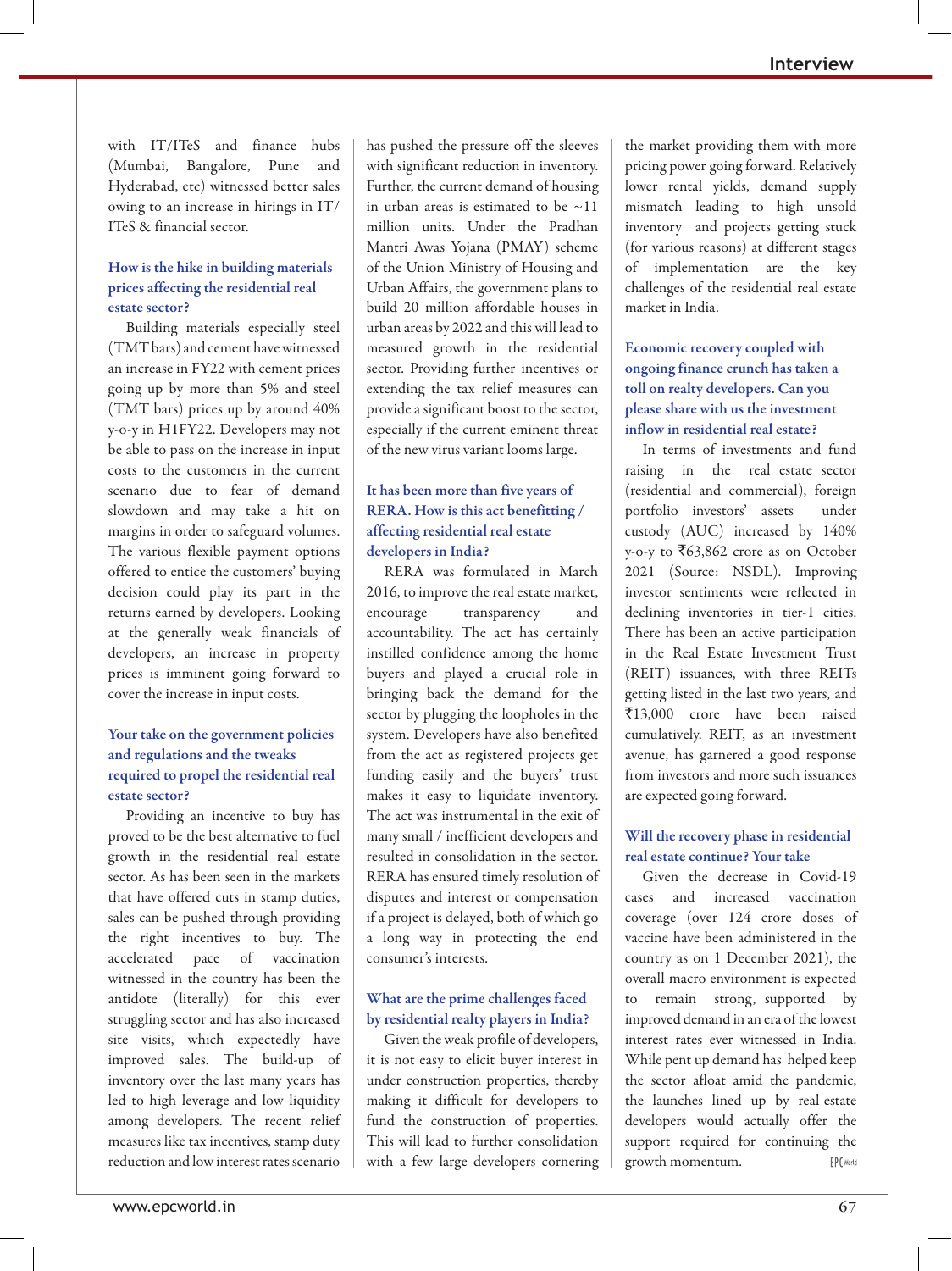with IT/ITeS and finance hubs (Mumbai, Bangalore, Pune and Hyderabad, etc) witnessed better sales owing to an increase in hirings in IT/ITeS & financial sector.

**How is the hike in building materials prices affecting the residential real estate sector?**

Building materials especially steel (TMT bars) and cement have witnessed an increase in FY22 with cement prices going up by more than 5% and steel (TMT bars) prices up by around 40% y-o-y in H1FY22. Developers may not be able to pass on the increase in input costs to the customers in the current scenario due to fear of demand slowdown and may take a hit on margins in order to safeguard volumes. The various flexible payment options offered to entice the customers' buying decision could play its part in the returns earned by developers. Looking at the generally weak financials of developers, an increase in property prices is imminent going forward to cover the increase in input costs.

**Your take on the government policies and regulations and the tweaks required to propel the residential real estate sector?**

Providing an incentive to buy has proved to be the best alternative to fuel growth in the residential real estate sector. As has been seen in the markets that have offered cuts in stamp duties, sales can be pushed through providing the right incentives to buy. The accelerated pace of vaccination witnessed in the country has been the antidote (literally) for this ever struggling sector and has also increased site visits, which expectedly have improved sales. The build-up of inventory over the last many years has led to high leverage and low liquidity among developers. The recent relief measures like tax incentives, stamp duty reduction and low interest rates scenario has pushed the pressure off the sleeves with significant reduction in inventory. Further, the current demand of housing in urban areas is estimated to be ~11 million units. Under the Pradhan Mantri Awas Yojana (PMAY) scheme of the Union Ministry of Housing and Urban Affairs, the government plans to build 20 million affordable houses in urban areas by 2022 and this will lead to measured growth in the residential sector. Providing further incentives or extending the tax relief measures can provide a significant boost to the sector, especially if the current eminent threat of the new virus variant looms large.

**It has been more than five years of RERA. How is this act benefitting / affecting residential real estate developers in India?**

RERA was formulated in March 2016, to improve the real estate market, encourage transparency and accountability. The act has certainly instilled confidence among the home buyers and played a crucial role in bringing back the demand for the sector by plugging the loopholes in the system. Developers have also benefited from the act as registered projects get funding easily and the buyers' trust makes it easy to liquidate inventory. The act was instrumental in the exit of many small / inefficient developers and resulted in consolidation in the sector. RERA has ensured timely resolution of disputes and interest or compensation if a project is delayed, both of which go a long way in protecting the end consumer's interests.

**What are the prime challenges faced by residential realty players in India?**

Given the weak profile of developers, it is not easy to elicit buyer interest in under construction properties, thereby making it difficult for developers to fund the construction of properties. This will lead to further consolidation with a few large developers cornering the market providing them with more pricing power going forward. Relatively lower rental yields, demand supply mismatch leading to high unsold inventory and projects getting stuck (for various reasons) at different stages of implementation are the key challenges of the residential real estate market in India.

**Economic recovery coupled with ongoing finance crunch has taken a toll on realty developers. Can you please share with us the investment inflow in residential real estate?**

In terms of investments and fund raising in the real estate sector (residential and commercial), foreign portfolio investors' assets under custody (AUC) increased by 140% y-o-y to ₹63,862 crore as on October 2021 (Source: NSDL). Improving investor sentiments were reflected in declining inventories in tier-1 cities. There has been an active participation in the Real Estate Investment Trust (REIT) issuances, with three REITs getting listed in the last two years, and ₹13,000 crore have been raised cumulatively. REIT, as an investment avenue, has garnered a good response from investors and more such issuances are expected going forward.

**Will the recovery phase in residential real estate continue? Your take**

Given the decrease in Covid-19 cases and increased vaccination coverage (over 124 crore doses of vaccine have been administered in the country as on 1 December 2021), the overall macro environment is expected to remain strong, supported by improved demand in an era of the lowest interest rates ever witnessed in India. While pent up demand has helped keep the sector afloat amid the pandemic, the launches lined up by real estate developers would actually offer the support required for continuing the growth momentum.